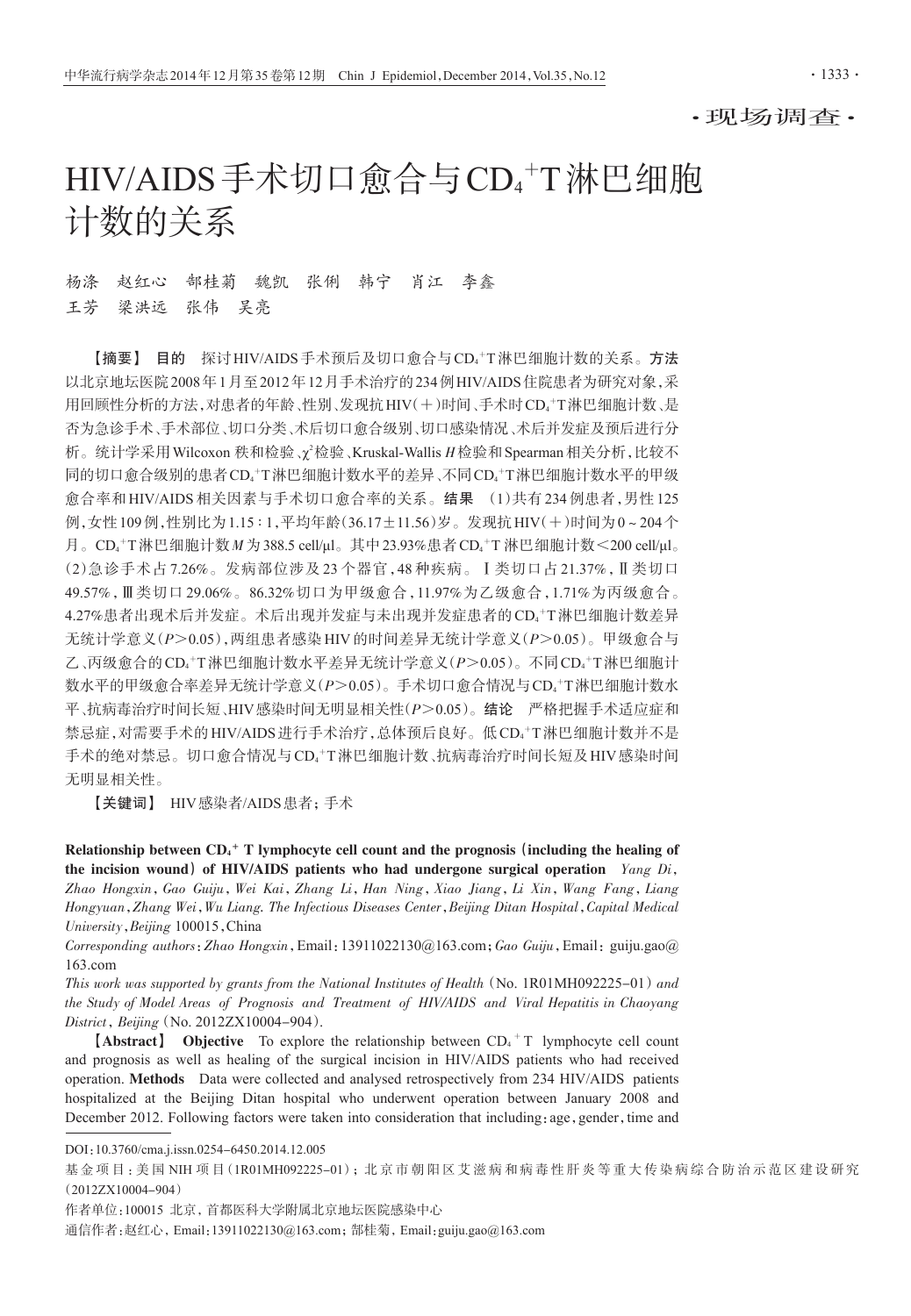·现场调查·

# HIV/AIDS手术切口愈合与$CD_4^+$T淋巴细胞计数的关系

杨涤 赵红心 郜桂菊 魏凯 张俐 韩宁 肖江 李鑫
王芳 梁洪远 张伟 吴亮

【**摘要**】 **目的** 探讨HIV/AIDS手术预后及切口愈合与$CD_4^+$T淋巴细胞计数的关系。**方法** 以北京地坛医院2008年1月至2012年12月手术治疗的234例HIV/AIDS住院患者为研究对象，采用回顾性分析的方法，对患者的年龄、性别、发现抗HIV(+)时间、手术时$CD_4^+$T淋巴细胞计数、是否为急诊手术、手术部位、切口分类、术后切口愈合级别、切口感染情况、术后并发症及预后进行分析。统计学采用Wilcoxon秩和检验、$\chi^2$检验、Kruskal-Wallis *H*检验和Spearman相关分析，比较不同的切口愈合级别的患者$CD_4^+$T淋巴细胞计数水平的差异、不同$CD_4^+$T淋巴细胞计数水平的甲级愈合率和HIV/AIDS相关因素与手术切口愈合率的关系。**结果** (1)共有234例患者，男性125例，女性109例，性别比为1.15∶1，平均年龄(36.17±11.56)岁。发现抗HIV(+)时间为0~204个月。$CD_4^+$T淋巴细胞计数*M*为388.5 cell/μl。其中23.93%患者$CD_4^+$T淋巴细胞计数<200 cell/μl。(2)急诊手术占7.26%。发病部位涉及23个器官，48种疾病。Ⅰ类切口占21.37%，Ⅱ类切口49.57%，Ⅲ类切口29.06%。86.32%切口为甲级愈合，11.97%为乙级愈合，1.71%为丙级愈合。4.27%患者出现术后并发症。术后出现并发症与未出现并发症患者的$CD_4^+$T淋巴细胞计数差异无统计学意义($P>0.05$)，两组患者感染HIV的时间差异无统计学意义($P>0.05$)。甲级愈合与乙、丙级愈合的$CD_4^+$T淋巴细胞计数水平差异无统计学意义($P>0.05$)。不同$CD_4^+$T淋巴细胞计数水平的甲级愈合率差异无统计学意义($P>0.05$)。手术切口愈合情况与$CD_4^+$T淋巴细胞计数水平、抗病毒治疗时间长短、HIV感染时间无明显相关性($P>0.05$)。**结论** 严格把握手术适应症和禁忌症，对需要手术的HIV/AIDS进行手术治疗，总体预后良好。低$CD_4^+$T淋巴细胞计数并不是手术的绝对禁忌。切口愈合情况与$CD_4^+$T淋巴细胞计数、抗病毒治疗时间长短及HIV感染时间无明显相关性。

【**关键词**】 HIV感染者/AIDS患者；手术

**Relationship between $CD_4^+$ T lymphocyte cell count and the prognosis (including the healing of the incision wound) of HIV/AIDS patients who had undergone surgical operation** *Yang Di, Zhao Hongxin, Gao Guiju, Wei Kai, Zhang Li, Han Ning, Xiao Jiang, Li Xin, Wang Fang, Liang Hongyuan, Zhang Wei, Wu Liang. The Infectious Diseases Center, Beijing Ditan Hospital, Capital Medical University, Beijing* 100015, China

*Corresponding authors*: *Zhao Hongxin*, Email: 13911022130@163.com; *Gao Guiju*, Email: guiju.gao@163.com

*This work was supported by grants from the National Institutes of Health* (No. 1R01MH092225-01) *and the Study of Model Areas of Prognosis and Treatment of HIV/AIDS and Viral Hepatitis in Chaoyang District, Beijing* (No. 2012ZX10004-904).

【**Abstract**】 **Objective** To explore the relationship between $CD_4^+$T lymphocyte cell count and prognosis as well as healing of the surgical incision in HIV/AIDS patients who had received operation. **Methods** Data were collected and analysed retrospectively from 234 HIV/AIDS patients hospitalized at the Beijing Ditan hospital who underwent operation between January 2008 and December 2012. Following factors were taken into consideration that including: age, gender, time and

---

DOI：10.3760/cma.j.issn.0254-6450.2014.12.005

基金项目：美国NIH项目(1R01MH092225-01)；北京市朝阳区艾滋病和病毒性肝炎等重大传染病综合防治示范区建设研究(2012ZX10004-904)

作者单位：100015 北京，首都医科大学附属北京地坛医院感染中心

通信作者：赵红心，Email：13911022130@163.com；郜桂菊，Email：guiju.gao@163.com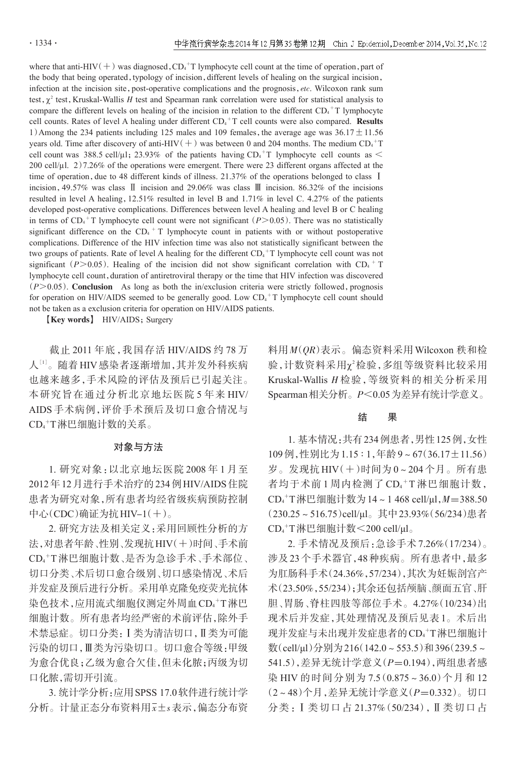where that anti-HIV(+) was diagnosed, $CD_4^+$T lymphocyte cell count at the time of operation, part of the body that being operated, typology of incision, different levels of healing on the surgical incision, infection at the incision site, post-operative complications and the prognosis, *etc*. Wilcoxon rank sum test, $\chi^2$ test, Kruskal-Wallis *H* test and Spearman rank correlation were used for statistical analysis to compare the different levels on healing of the incision in relation to the different $CD_4^+$T lymphocyte cell counts. Rates of level A healing under different $CD_4^+$T cell counts were also compared. **Results** 1) Among the 234 patients including 125 males and 109 females, the average age was 36.17±11.56 years old. Time after discovery of anti-HIV(+) was between 0 and 204 months. The medium $CD_4^+$T cell count was 388.5 cell/μl; 23.93% of the patients having $CD_4^+$T lymphocyte cell counts as < 200 cell/μl. 2) 7.26% of the operations were emergent. There were 23 different organs affected at the time of operation, due to 48 different kinds of illness. 21.37% of the operations belonged to class Ⅰ incision, 49.57% was class Ⅱ incision and 29.06% was class Ⅲ incision. 86.32% of the incisions resulted in level A healing, 12.51% resulted in level B and 1.71% in level C. 4.27% of the patients developed post-operative complications. Differences between level A healing and level B or C healing in terms of $CD_4^+$T lymphocyte cell count were not significant ($P>0.05$). There was no statistically significant difference on the $CD_4^+$T lymphocyte count in patients with or without postoperative complications. Difference of the HIV infection time was also not statistically significant between the two groups of patients. Rate of level A healing for the different $CD_4^+$T lymphocyte cell count was not significant ($P>0.05$). Healing of the incision did not show significant correlation with $CD_4^+$T lymphocyte cell count, duration of antiretroviral therapy or the time that HIV infection was discovered ($P>0.05$). **Conclusion** As long as both the in/exclusion criteria were strictly followed, prognosis for operation on HIV/AIDS seemed to be generally good. Low $CD_4^+$T lymphocyte cell count should not be taken as a exclusion criteria for operation on HIV/AIDS patients.

【**Key words**】 HIV/AIDS; Surgery

截止2011年底，我国存活HIV/AIDS约78万人[1]。随着HIV感染者逐渐增加，其并发外科疾病也越来越多，手术风险的评估及预后已引起关注。本研究旨在通过分析北京地坛医院5年来HIV/AIDS手术病例，评价手术预后及切口愈合情况与$CD_4^+$T淋巴细胞计数的关系。

## 对象与方法

1. 研究对象：以北京地坛医院2008年1月至2012年12月进行手术治疗的234例HIV/AIDS住院患者为研究对象，所有患者均经省级疾病预防控制中心(CDC)确证为抗HIV-1(+)。

2. 研究方法及相关定义：采用回顾性分析的方法，对患者年龄、性别、发现抗HIV(+)时间、手术前$CD_4^+$T淋巴细胞计数、是否为急诊手术、手术部位、切口分类、术后切口愈合级别、切口感染情况、术后并发症及预后进行分析。采用单克隆免疫荧光抗体染色技术，应用流式细胞仪测定外周血$CD_4^+$T淋巴细胞计数。所有患者均经严密的术前评估，除外手术禁忌症。切口分类：Ⅰ类为清洁切口，Ⅱ类为可能污染的切口，Ⅲ类为污染切口。切口愈合等级：甲级为愈合优良；乙级为愈合欠佳，但未化脓；丙级为切口化脓，需切开引流。

3. 统计学分析：应用SPSS 17.0软件进行统计学分析。计量正态分布资料用$\bar{x}\pm s$表示，偏态分布资料用*M*(*QR*)表示。偏态资料采用Wilcoxon秩和检验，计数资料采用$\chi^2$检验，多组等级资料比较采用Kruskal-Wallis *H*检验，等级资料的相关分析采用Spearman相关分析。$P<0.05$为差异有统计学意义。

## 结　果

1. 基本情况：共有234例患者，男性125例，女性109例，性别比为1.15∶1，年龄9～67(36.17±11.56)岁。发现抗HIV(+)时间为0～204个月。所有患者均于术前1周内检测了$CD_4^+$T淋巴细胞计数，$CD_4^+$T淋巴细胞计数为14～1 468 cell/μl，$M$=388.50(230.25～516.75)cell/μl。其中23.93%(56/234)患者$CD_4^+$T淋巴细胞计数<200 cell/μl。

2. 手术情况及预后：急诊手术7.26%(17/234)。涉及23个手术器官，48种疾病。所有患者中，最多为肛肠科手术(24.36%，57/234)，其次为妊娠剖宫产术(23.50%，55/234)；其余还包括颅脑、颜面五官、肝胆、胃肠、脊柱四肢等部位手术。4.27%(10/234)出现术后并发症，其处理情况及预后见表1。术后出现并发症与未出现并发症患者的$CD_4^+$T淋巴细胞计数(cell/μl)分别为216(142.0～553.5)和396(239.5～541.5)，差异无统计学意义($P$=0.194)，两组患者感染HIV的时间分别为7.5(0.875～36.0)个月和12(2～48)个月，差异无统计学意义($P$=0.332)。切口分类：Ⅰ类切口占21.37%(50/234)，Ⅱ类切口占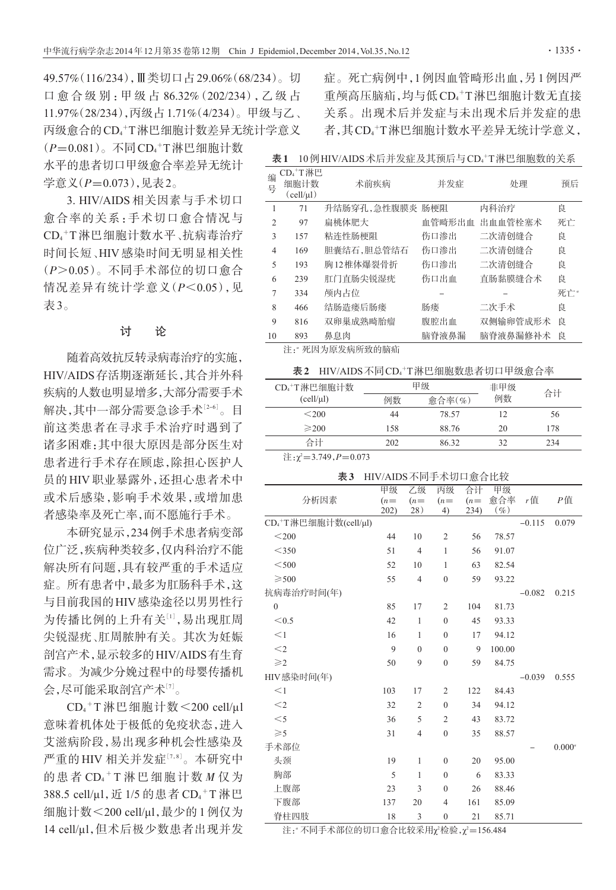49.57%(116/234),Ⅲ类切口占29.06%(68/234)。切口愈合级别:甲级占86.32%(202/234),乙级占11.97%(28/234),丙级占1.71%(4/234)。甲级与乙、丙级愈合的$CD_4^+$T淋巴细胞计数差异无统计学意义($P$=0.081)。不同$CD_4^+$T淋巴细胞计数水平的患者切口甲级愈合率差异无统计学意义($P$=0.073),见表2。

3. HIV/AIDS相关因素与手术切口愈合率的关系:手术切口愈合情况与$CD_4^+$T淋巴细胞计数水平、抗病毒治疗时间长短、HIV感染时间无明显相关性($P$>0.05)。不同手术部位的切口愈合情况差异有统计学意义($P$<0.05),见表3。

## 讨 论

随着高效抗反转录病毒治疗的实施,HIV/AIDS存活期逐渐延长,其合并外科疾病的人数也明显增多,大部分需要手术解决,其中一部分需要急诊手术[2-6]。目前这类患者在寻求手术治疗时遇到了诸多困难:其中很大原因是部分医生对患者进行手术存在顾虑,除担心医护人员的HIV职业暴露外,还担心患者术中或术后感染,影响手术效果,或增加患者感染率及死亡率,而不愿施行手术。

本研究显示,234例手术患者病变部位广泛,疾病种类较多,仅内科治疗不能解决所有问题,具有较严重的手术适应症。所有患者中,最多为肛肠科手术,这与目前我国的HIV感染途径以男男性行为传播比例的上升有关[1],易出现肛周尖锐湿疣、肛周脓肿有关。其次为妊娠剖宫产术,显示较多的HIV/AIDS有生育需求。为减少分娩过程中的母婴传播机会,尽可能采取剖宫产术[7]。

$CD_4^+$T淋巴细胞计数<200 cell/μl意味着机体处于极低的免疫状态,进入艾滋病阶段,易出现多种机会性感染及严重的HIV相关并发症[7,8]。本研究中的患者$CD_4^+$T淋巴细胞计数$M$仅为388.5 cell/μl,近1/5的患者$CD_4^+$T淋巴细胞计数<200 cell/μl,最少的1例仅为14 cell/μl,但术后极少数患者出现并发症。死亡病例中,1例因血管畸形出血,另1例因严重颅高压脑疝,均与低$CD_4^+$T淋巴细胞计数无直接关系。出现术后并发症与未出现术后并发症的患者,其$CD_4^+$T淋巴细胞计数水平差异无统计学意义,

**表1** 10例HIV/AIDS术后并发症及其预后与$CD_4^+$T淋巴细胞数的关系

| 编号 | $CD_4^+$T淋巴细胞计数(cell/μl) | 术前疾病 | 并发症 | 处理 | 预后 |
|---|---|---|---|---|---|
| 1 | 71 | 升结肠穿孔,急性腹膜炎 | 肠梗阻 | 内科治疗 | 良 |
| 2 | 97 | 扁桃体肥大 | 血管畸形出血 | 出血血管栓塞术 | 死亡 |
| 3 | 157 | 粘连性肠梗阻 | 伤口渗出 | 二次清创缝合 | 良 |
| 4 | 169 | 胆囊结石,胆总管结石 | 伤口渗出 | 二次清创缝合 | 良 |
| 5 | 193 | 胸12椎体爆裂骨折 | 伤口渗出 | 二次清创缝合 | 良 |
| 6 | 239 | 肛门直肠尖锐湿疣 | 伤口出血 | 直肠黏膜缝合术 | 良 |
| 7 | 334 | 颅内占位 | – | – | 死亡[a] |
| 8 | 466 | 结肠造瘘后肠瘘 | 肠瘘 | 二次手术 | 良 |
| 9 | 816 | 双卵巢成熟畸胎瘤 | 腹腔出血 | 双侧输卵管成形术 | 良 |
| 10 | 893 | 鼻息肉 | 脑脊液鼻漏 | 脑脊液鼻漏修补术 | 良 |

注:[a] 死因为原发病所致的脑疝

**表2** HIV/AIDS不同$CD_4^+$T淋巴细胞数患者切口甲级愈合率

| $CD_4^+$T淋巴细胞计数(cell/μl) | 甲级 | | 非甲级 | 合计 |
|---|---|---|---|---|
| | 例数 | 愈合率(%) | 例数 | |
| <200 | 44 | 78.57 | 12 | 56 |
| ≥200 | 158 | 88.76 | 20 | 178 |
| 合计 | 202 | 86.32 | 32 | 234 |

注:$\chi^2$=3.749,$P$=0.073

**表3** HIV/AIDS不同手术切口愈合比较

| 分析因素 | 甲级($n$=202) | 乙级($n$=28) | 丙级($n$=4) | 合计($n$=234) | 甲级愈合率(%) | $r$值 | $P$值 |
|---|---|---|---|---|---|---|---|
| $CD_4^+$T淋巴细胞计数(cell/μl) | | | | | | −0.115 | 0.079 |
| <200 | 44 | 10 | 2 | 56 | 78.57 | | |
| <350 | 51 | 4 | 1 | 56 | 91.07 | | |
| <500 | 52 | 10 | 1 | 63 | 82.54 | | |
| ≥500 | 55 | 4 | 0 | 59 | 93.22 | | |
| 抗病毒治疗时间(年) | | | | | | −0.082 | 0.215 |
| 0 | 85 | 17 | 2 | 104 | 81.73 | | |
| <0.5 | 42 | 1 | 0 | 45 | 93.33 | | |
| <1 | 16 | 1 | 0 | 17 | 94.12 | | |
| <2 | 9 | 0 | 0 | 9 | 100.00 | | |
| ≥2 | 50 | 9 | 0 | 59 | 84.75 | | |
| HIV感染时间(年) | | | | | | −0.039 | 0.555 |
| <1 | 103 | 17 | 2 | 122 | 84.43 | | |
| <2 | 32 | 2 | 0 | 34 | 94.12 | | |
| <5 | 36 | 5 | 2 | 43 | 83.72 | | |
| ≥5 | 31 | 4 | 0 | 35 | 88.57 | | |
| 手术部位 | | | | | | – | 0.000[a] |
| 头颈 | 19 | 1 | 0 | 20 | 95.00 | | |
| 胸部 | 5 | 1 | 0 | 6 | 83.33 | | |
| 上腹部 | 23 | 3 | 0 | 26 | 88.46 | | |
| 下腹部 | 137 | 20 | 4 | 161 | 85.09 | | |
| 脊柱四肢 | 18 | 3 | 0 | 21 | 85.71 | | |

注:[a] 不同手术部位的切口愈合比较采用$\chi^2$检验,$\chi^2$=156.484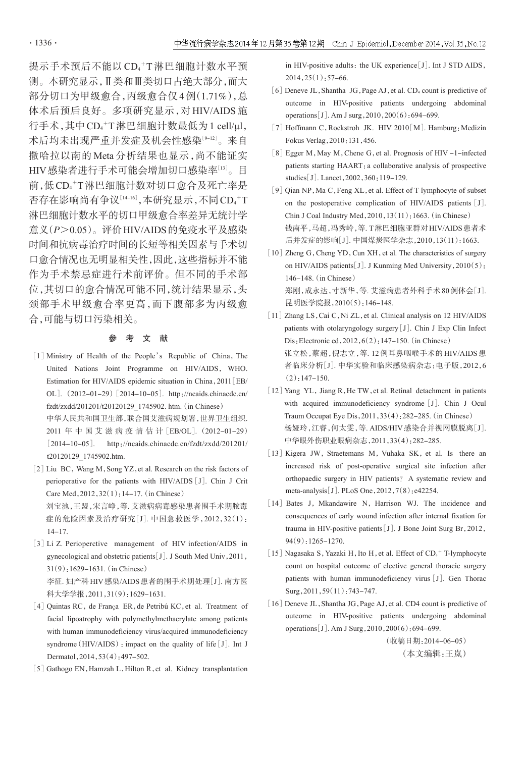提示手术预后不能以 $CD_4^+$T淋巴细胞计数水平预测。本研究显示，Ⅱ类和Ⅲ类切口占绝大部分，而大部分切口为甲级愈合，丙级愈合仅4例（1.71%），总体术后预后良好。多项研究显示，对HIV/AIDS施行手术，其中 $CD_4^+$T淋巴细胞计数最低为1 cell/μl，术后均未出现严重并发症及机会性感染[9-12]。来自撒哈拉以南的Meta分析结果也显示，尚不能证实HIV感染者进行手术可能会增加切口感染率[13]。目前，低 $CD_4^+$T淋巴细胞计数对切口愈合及死亡率是否存在影响尚有争议[14-16]，本研究显示，不同 $CD_4^+$T淋巴细胞计数水平的切口甲级愈合率差异无统计学意义（$P>0.05$）。评价HIV/AIDS的免疫水平及感染时间和抗病毒治疗时间的长短等相关因素与手术切口愈合情况也无明显相关性，因此，这些指标并不能作为手术禁忌症进行术前评价。但不同的手术部位，其切口的愈合情况可能不同，统计结果显示，头颈部手术甲级愈合率更高，而下腹部多为丙级愈合，可能与切口污染相关。

## 参考文献

[1] Ministry of Health of the People's Republic of China, The United Nations Joint Programme on HIV/AIDS, WHO. Estimation for HIV/AIDS epidemic situation in China, 2011[EB/OL]. (2012-01-29) [2014-10-05]. http://ncaids.chinacdc.cn/fzdt/zxdd/201201/t20120129_1745902. htm. (in Chinese)
中华人民共和国卫生部，联合国艾滋病规划署，世界卫生组织. 2011年中国艾滋病疫情估计[EB/OL]. (2012-01-29) [2014-10-05]. http://ncaids.chinacdc.cn/fzdt/zxdd/201201/t20120129_1745902.htm.

[2] Liu BC, Wang M, Song YZ, et al. Research on the risk factors of perioperative for the patients with HIV/AIDS[J]. Chin J Crit Care Med, 2012, 32(1): 14-17. (in Chinese)
刘宝池，王盟，宋言峥，等. 艾滋病病毒感染患者围手术期脓毒症的危险因素及治疗研究[J]. 中国急救医学，2012，32(1)：14-17.

[3] Li Z. Perioperctive management of HIV infection/AIDS in gynecological and obstetric patients[J]. J South Med Univ, 2011, 31(9): 1629-1631. (in Chinese)
李征. 妇产科HIV感染/AIDS患者的围手术期处理[J]. 南方医科大学学报，2011，31(9)：1629-1631.

[4] Quintas RC, de França ER, de Petribú KC, et al. Treatment of facial lipoatrophy with polymethylmethacrylate among patients with human immunodeficiency virus/acquired immunodeficiency syndrome (HIV/AIDS): impact on the quality of life[J]. Int J Dermatol, 2014, 53(4): 497-502.

[5] Gathogo EN, Hamzah L, Hilton R, et al. Kidney transplantation in HIV-positive adults: the UK experience[J]. Int J STD AIDS, 2014, 25(1): 57-66.

[6] Deneve JL, Shantha JG, Page AJ, et al. $CD_4$ count is predictive of outcome in HIV-positive patients undergoing abdominal operations[J]. Am J surg, 2010, 200(6): 694-699.

[7] Hoffmann C, Rockstroh JK. HIV 2010[M]. Hamburg: Medizin Fokus Verlag, 2010: 131, 456.

[8] Egger M, May M, Chene G, et al. Prognosis of HIV-1-infected patients starting HAART: a collaborative analysis of prospective studies[J]. Lancet, 2002, 360: 119-129.

[9] Qian NP, Ma C, Feng XL, et al. Effect of T lymphocyte of subset on the postoperative complication of HIV/AIDS patients[J]. Chin J Coal Industry Med, 2010, 13(11): 1663. (in Chinese)
钱南平，马超，冯秀岭，等. T淋巴细胞亚群对HIV/AIDS患者术后并发症的影响[J]. 中国煤炭医学杂志，2010，13(11)：1663.

[10] Zheng G, Cheng YD, Cun XH, et al. The characteristics of surgery on HIV/AIDS patients[J]. J Kunming Med University, 2010(5): 146-148. (in Chinese)
郑刚，成永达，寸新华，等. 艾滋病患者外科手术80例体会[J]. 昆明医学院报，2010(5)：146-148.

[11] Zhang LS, Cai C, Ni ZL, et al. Clinical analysis on 12 HIV/AIDS patients with otolaryngology surgery[J]. Chin J Exp Clin Infect Dis: Electronic ed, 2012, 6(2): 147-150. (in Chinese)
张立松，蔡超，倪志立，等. 12例耳鼻咽喉手术的HIV/AIDS患者临床分析[J]. 中华实验和临床感染病杂志：电子版，2012，6(2)：147-150.

[12] Yang YL, Jiang R, He TW, et al. Retinal detachment in patients with acquired immunodeficiency syndrome[J]. Chin J Ocul Traum Occupat Eye Dis, 2011, 33(4): 282-285. (in Chinese)
杨娅玲，江睿，何太雯，等. AIDS/HIV感染合并视网膜脱离[J]. 中华眼外伤职业眼病杂志，2011，33(4)：282-285.

[13] Kigera JW, Straetemans M, Vuhaka SK, et al. Is there an increased risk of post-operative surgical site infection after orthopaedic surgery in HIV patients? A systematic review and meta-analysis[J]. PLoS One, 2012, 7(8): e42254.

[14] Bates J, Mkandawire N, Harrison WJ. The incidence and consequences of early wound infection after internal fixation for trauma in HIV-positive patients[J]. J Bone Joint Surg Br, 2012, 94(9): 1265-1270.

[15] Nagasaka S, Yazaki H, Ito H, et al. Effect of $CD_4^+$ T-lymphocyte count on hospital outcome of elective general thoracic surgery patients with human immunodeficiency virus[J]. Gen Thorac Surg, 2011, 59(11): 743-747.

[16] Deneve JL, Shantha JG, Page AJ, et al. CD4 count is predictive of outcome in HIV-positive patients undergoing abdominal operations[J]. Am J Surg, 2010, 200(6): 694-699.

（收稿日期：2014-06-05）

（本文编辑：王岚）